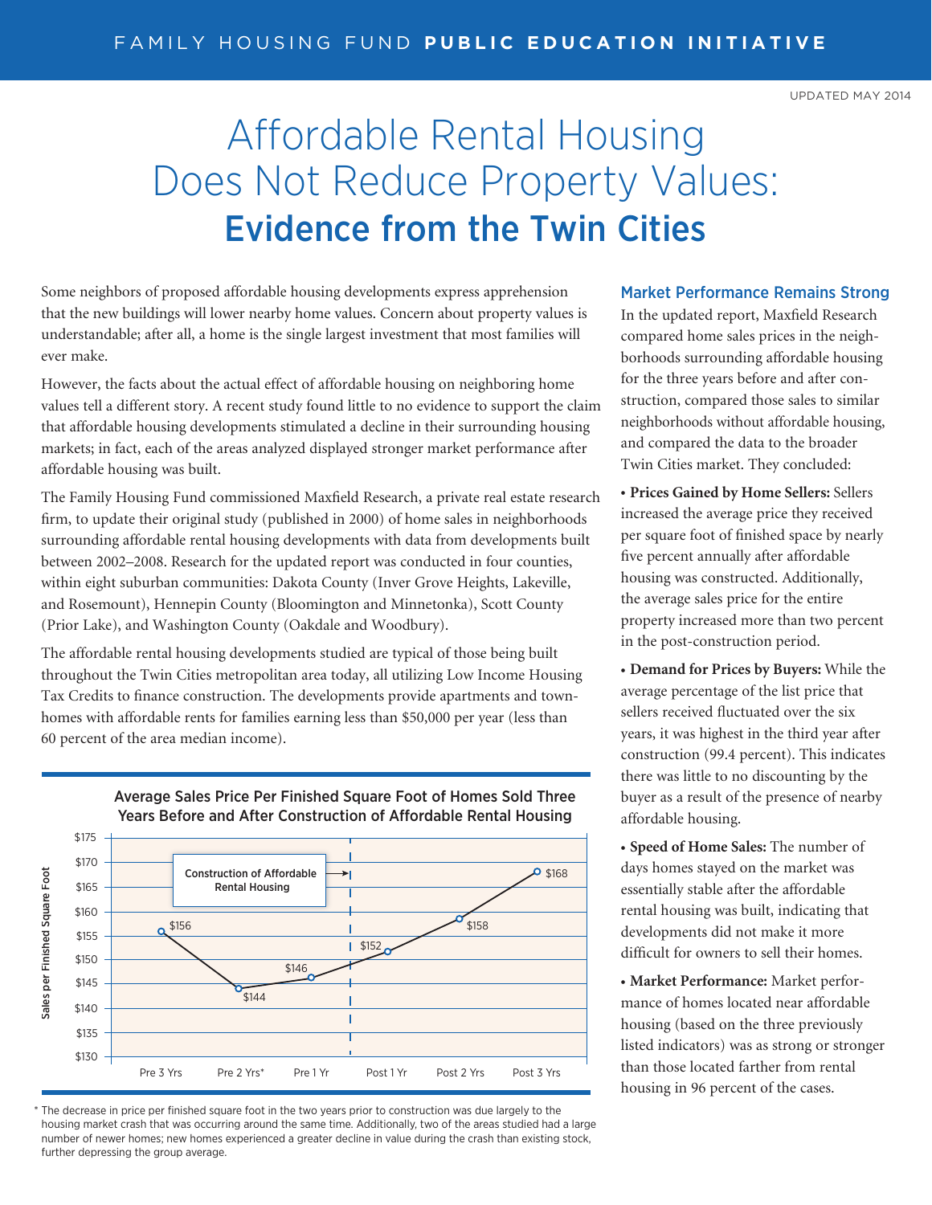FAMILY HOUSING FUND **PUBLIC EDUCATION INITIATIVE**

UPDATED MAY 2014

# Affordable Rental Housing Does Not Reduce Property Values: Evidence from the Twin Cities

Some neighbors of proposed affordable housing developments express apprehension that the new buildings will lower nearby home values. Concern about property values is understandable; after all, a home is the single largest investment that most families will ever make.

However, the facts about the actual effect of affordable housing on neighboring home values tell a different story. A recent study found little to no evidence to support the claim that affordable housing developments stimulated a decline in their surrounding housing markets; in fact, each of the areas analyzed displayed stronger market performance after affordable housing was built.

The Family Housing Fund commissioned Maxfield Research, a private real estate research firm, to update their original study (published in 2000) of home sales in neighborhoods surrounding affordable rental housing developments with data from developments built between 2002–2008. Research for the updated report was conducted in four counties, within eight suburban communities: Dakota County (Inver Grove Heights, Lakeville, and Rosemount), Hennepin County (Bloomington and Minnetonka), Scott County (Prior Lake), and Washington County (Oakdale and Woodbury).

The affordable rental housing developments studied are typical of those being built throughout the Twin Cities metropolitan area today, all utilizing Low Income Housing Tax Credits to finance construction. The developments provide apartments and townhomes with affordable rents for families earning less than $50,000 per year (less than 60 percent of the area median income).

**Average Sales Price Per Finished Square Foot of Homes Sold Three Years Before and After Construction of Affordable Rental Housing**

| Period | Sales per Finished Square Foot |
|---|---|
| Pre 3 Yrs | $156 |
| Pre 2 Yrs* | $144 |
| Pre 1 Yr | $146 |
| Post 1 Yr | $152 |
| Post 2 Yrs | $158 |
| Post 3 Yrs | $168 |

Construction of Affordable Rental Housing (between Pre 1 Yr and Post 1 Yr)

\* The decrease in price per finished square foot in the two years prior to construction was due largely to the housing market crash that was occurring around the same time. Additionally, two of the areas studied had a large number of newer homes; new homes experienced a greater decline in value during the crash than existing stock, further depressing the group average.

## Market Performance Remains Strong

In the updated report, Maxfield Research compared home sales prices in the neighborhoods surrounding affordable housing for the three years before and after construction, compared those sales to similar neighborhoods without affordable housing, and compared the data to the broader Twin Cities market. They concluded:

- **Prices Gained by Home Sellers:** Sellers increased the average price they received per square foot of finished space by nearly five percent annually after affordable housing was constructed. Additionally, the average sales price for the entire property increased more than two percent in the post-construction period.
- **Demand for Prices by Buyers:** While the average percentage of the list price that sellers received fluctuated over the six years, it was highest in the third year after construction (99.4 percent). This indicates there was little to no discounting by the buyer as a result of the presence of nearby affordable housing.
- **Speed of Home Sales:** The number of days homes stayed on the market was essentially stable after the affordable rental housing was built, indicating that developments did not make it more difficult for owners to sell their homes.
- **Market Performance:** Market performance of homes located near affordable housing (based on the three previously listed indicators) was as strong or stronger than those located farther from rental housing in 96 percent of the cases.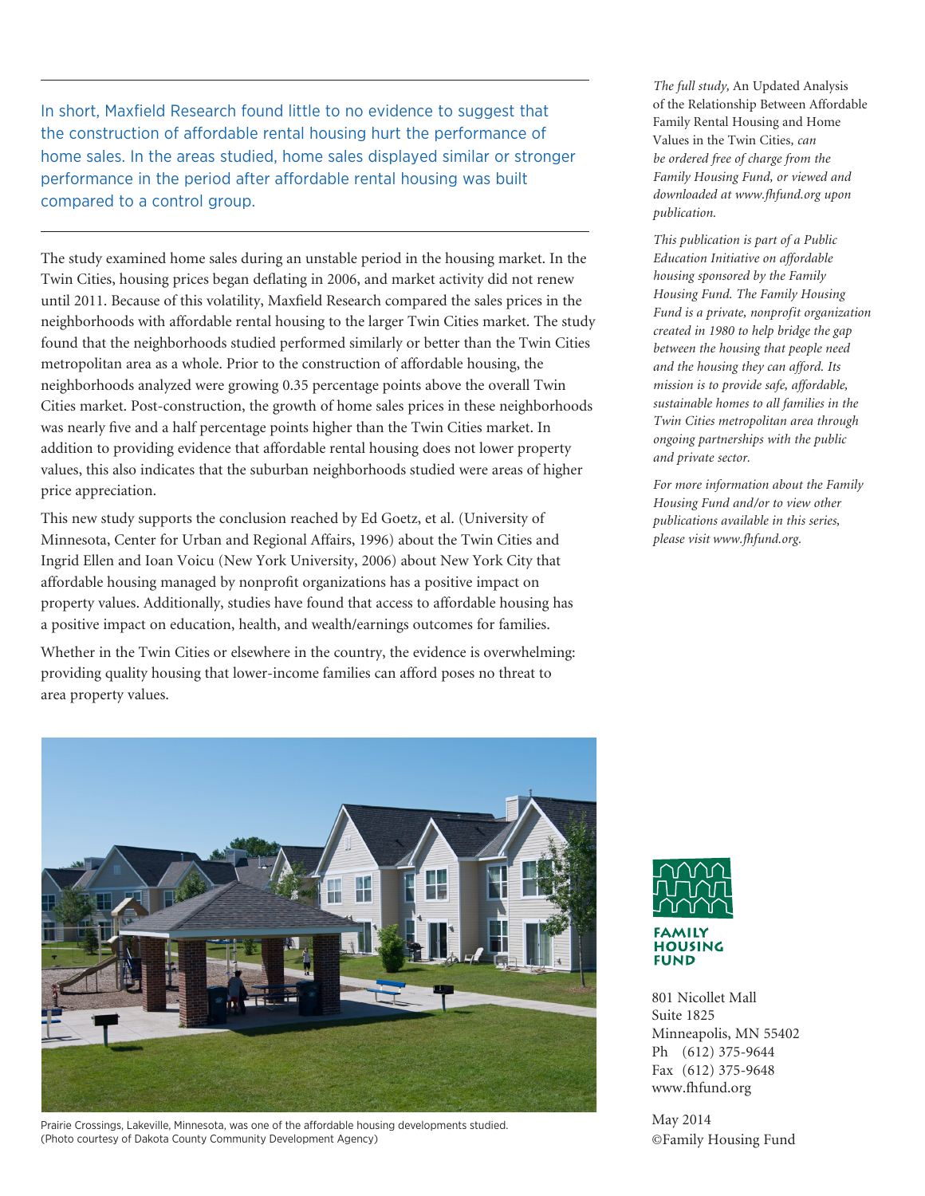In short, Maxfield Research found little to no evidence to suggest that the construction of affordable rental housing hurt the performance of home sales. In the areas studied, home sales displayed similar or stronger performance in the period after affordable rental housing was built compared to a control group.

The study examined home sales during an unstable period in the housing market. In the Twin Cities, housing prices began deflating in 2006, and market activity did not renew until 2011. Because of this volatility, Maxfield Research compared the sales prices in the neighborhoods with affordable rental housing to the larger Twin Cities market. The study found that the neighborhoods studied performed similarly or better than the Twin Cities metropolitan area as a whole. Prior to the construction of affordable housing, the neighborhoods analyzed were growing 0.35 percentage points above the overall Twin Cities market. Post-construction, the growth of home sales prices in these neighborhoods was nearly five and a half percentage points higher than the Twin Cities market. In addition to providing evidence that affordable rental housing does not lower property values, this also indicates that the suburban neighborhoods studied were areas of higher price appreciation.

This new study supports the conclusion reached by Ed Goetz, et al. (University of Minnesota, Center for Urban and Regional Affairs, 1996) about the Twin Cities and Ingrid Ellen and Ioan Voicu (New York University, 2006) about New York City that affordable housing managed by nonprofit organizations has a positive impact on property values. Additionally, studies have found that access to affordable housing has a positive impact on education, health, and wealth/earnings outcomes for families.

Whether in the Twin Cities or elsewhere in the country, the evidence is overwhelming: providing quality housing that lower-income families can afford poses no threat to area property values.

Prairie Crossings, Lakeville, Minnesota, was one of the affordable housing developments studied. (Photo courtesy of Dakota County Community Development Agency)

*The full study,* An Updated Analysis of the Relationship Between Affordable Family Rental Housing and Home Values in the Twin Cities, *can be ordered free of charge from the Family Housing Fund, or viewed and downloaded at www.fhfund.org upon publication.*

*This publication is part of a Public Education Initiative on affordable housing sponsored by the Family Housing Fund. The Family Housing Fund is a private, nonprofit organization created in 1980 to help bridge the gap between the housing that people need and the housing they can afford. Its mission is to provide safe, affordable, sustainable homes to all families in the Twin Cities metropolitan area through ongoing partnerships with the public and private sector.*

*For more information about the Family Housing Fund and/or to view other publications available in this series, please visit www.fhfund.org.*

**FAMILY HOUSING FUND**

801 Nicollet Mall
Suite 1825
Minneapolis, MN 55402
Ph (612) 375-9644
Fax (612) 375-9648
www.fhfund.org

May 2014
©Family Housing Fund